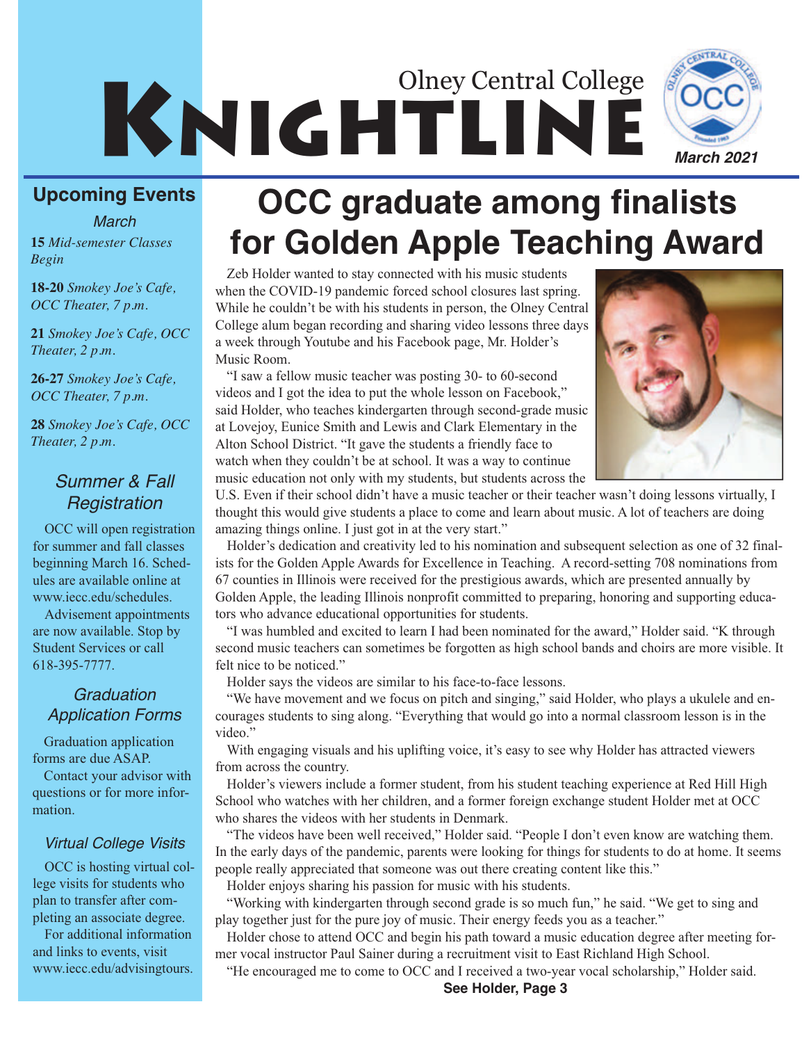# Olney Central College KNIGHTLINE

March 2021

## Upcoming Events

*March*

**15** *Mid-semester Classes Begin*

**18-20** *Smokey Joe's Cafe, OCC Theater, 7 p.m.*

**21** *Smokey Joe's Cafe, OCC Theater, 2 p.m.*

**26-27** *Smokey Joe's Cafe, OCC Theater, 7 p.m.*

**28** *Smokey Joe's Cafe, OCC Theater, 2 p.m.*

### *Summer & Fall Registration*

OCC will open registration for summer and fall classes beginning March 16. Schedules are available online at www.iecc.edu/schedules.

Advisement appointments are now available. Stop by Student Services or call 618-395-7777.

### *Graduation Application Forms*

Graduation application forms are due ASAP.

Contact your advisor with questions or for more information.

### *Virtual College Visits*

OCC is hosting virtual college visits for students who plan to transfer after completing an associate degree.

For additional information and links to events, visit www.iecc.edu/advisingtours.

# OCC graduate among finalists for Golden Apple Teaching Award

Zeb Holder wanted to stay connected with his music students when the COVID-19 pandemic forced school closures last spring. While he couldn't be with his students in person, the Olney Central College alum began recording and sharing video lessons three days a week through Youtube and his Facebook page, Mr. Holder's Music Room.

"I saw a fellow music teacher was posting 30- to 60-second videos and I got the idea to put the whole lesson on Facebook," said Holder, who teaches kindergarten through second-grade music at Lovejoy, Eunice Smith and Lewis and Clark Elementary in the Alton School District. "It gave the students a friendly face to watch when they couldn't be at school. It was a way to continue music education not only with my students, but students across the U.S. Even if their school didn't have a music teacher or their teacher wasn't doing lessons virtually, I thought this would give students a place to come and learn about music. A lot of teachers are doing amazing things online. I just got in at the very start."

Holder's dedication and creativity led to his nomination and subsequent selection as one of 32 finalists for the Golden Apple Awards for Excellence in Teaching. A record-setting 708 nominations from 67 counties in Illinois were received for the prestigious awards, which are presented annually by Golden Apple, the leading Illinois nonprofit committed to preparing, honoring and supporting educators who advance educational opportunities for students.

"I was humbled and excited to learn I had been nominated for the award," Holder said. "K through second music teachers can sometimes be forgotten as high school bands and choirs are more visible. It felt nice to be noticed."

Holder says the videos are similar to his face-to-face lessons.

"We have movement and we focus on pitch and singing," said Holder, who plays a ukulele and encourages students to sing along. "Everything that would go into a normal classroom lesson is in the video."

With engaging visuals and his uplifting voice, it's easy to see why Holder has attracted viewers from across the country.

Holder's viewers include a former student, from his student teaching experience at Red Hill High School who watches with her children, and a former foreign exchange student Holder met at OCC who shares the videos with her students in Denmark.

"The videos have been well received," Holder said. "People I don't even know are watching them. In the early days of the pandemic, parents were looking for things for students to do at home. It seems people really appreciated that someone was out there creating content like this."

Holder enjoys sharing his passion for music with his students.

"Working with kindergarten through second grade is so much fun," he said. "We get to sing and play together just for the pure joy of music. Their energy feeds you as a teacher."

Holder chose to attend OCC and begin his path toward a music education degree after meeting former vocal instructor Paul Sainer during a recruitment visit to East Richland High School.

"He encouraged me to come to OCC and I received a two-year vocal scholarship," Holder said.

**See Holder, Page 3**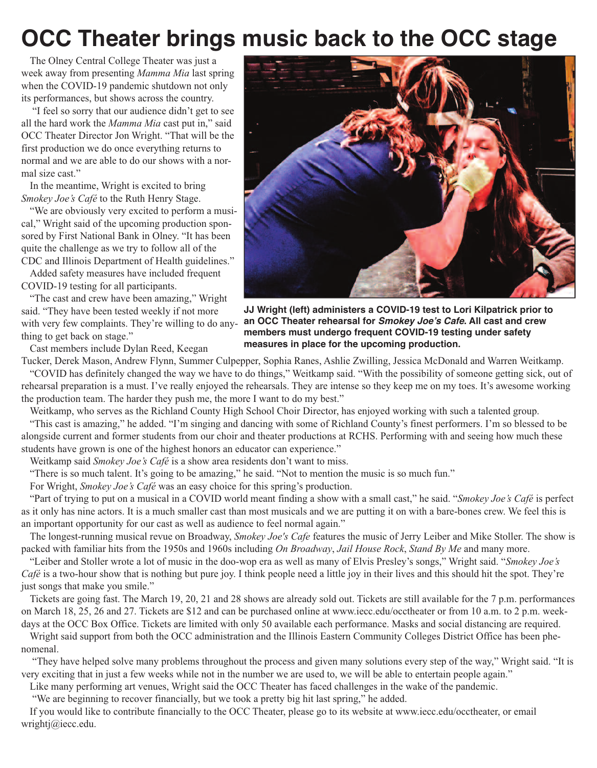# OCC Theater brings music back to the OCC stage

The Olney Central College Theater was just a week away from presenting *Mamma Mia* last spring when the COVID-19 pandemic shutdown not only its performances, but shows across the country.

"I feel so sorry that our audience didn't get to see all the hard work the *Mamma Mia* cast put in," said OCC Theater Director Jon Wright. "That will be the first production we do once everything returns to normal and we are able to do our shows with a normal size cast."

In the meantime, Wright is excited to bring *Smokey Joe's Café* to the Ruth Henry Stage.

"We are obviously very excited to perform a musical," Wright said of the upcoming production sponsored by First National Bank in Olney. "It has been quite the challenge as we try to follow all of the CDC and Illinois Department of Health guidelines."

Added safety measures have included frequent COVID-19 testing for all participants.

"The cast and crew have been amazing," Wright said. "They have been tested weekly if not more with very few complaints. They're willing to do anything to get back on stage."

**JJ Wright (left) administers a COVID-19 test to Lori Kilpatrick prior to an OCC Theater rehearsal for *Smokey Joe's Cafe*. All cast and crew members must undergo frequent COVID-19 testing under safety measures in place for the upcoming production.**

Cast members include Dylan Reed, Keegan Tucker, Derek Mason, Andrew Flynn, Summer Culpepper, Sophia Ranes, Ashlie Zwilling, Jessica McDonald and Warren Weitkamp.

"COVID has definitely changed the way we have to do things," Weitkamp said. "With the possibility of someone getting sick, out of rehearsal preparation is a must. I've really enjoyed the rehearsals. They are intense so they keep me on my toes. It's awesome working the production team. The harder they push me, the more I want to do my best."

Weitkamp, who serves as the Richland County High School Choir Director, has enjoyed working with such a talented group.

"This cast is amazing," he added. "I'm singing and dancing with some of Richland County's finest performers. I'm so blessed to be alongside current and former students from our choir and theater productions at RCHS. Performing with and seeing how much these students have grown is one of the highest honors an educator can experience."

Weitkamp said *Smokey Joe's Café* is a show area residents don't want to miss.

"There is so much talent. It's going to be amazing," he said. "Not to mention the music is so much fun."

For Wright, *Smokey Joe's Café* was an easy choice for this spring's production.

"Part of trying to put on a musical in a COVID world meant finding a show with a small cast," he said. "*Smokey Joe's Café* is perfect as it only has nine actors. It is a much smaller cast than most musicals and we are putting it on with a bare-bones crew. We feel this is an important opportunity for our cast as well as audience to feel normal again."

The longest-running musical revue on Broadway, *Smokey Joe's Cafe* features the music of Jerry Leiber and Mike Stoller. The show is packed with familiar hits from the 1950s and 1960s including *On Broadway*, *Jail House Rock*, *Stand By Me* and many more.

"Leiber and Stoller wrote a lot of music in the doo-wop era as well as many of Elvis Presley's songs," Wright said. "*Smokey Joe's Café* is a two-hour show that is nothing but pure joy. I think people need a little joy in their lives and this should hit the spot. They're just songs that make you smile."

Tickets are going fast. The March 19, 20, 21 and 28 shows are already sold out. Tickets are still available for the 7 p.m. performances on March 18, 25, 26 and 27. Tickets are $12 and can be purchased online at www.iecc.edu/occtheater or from 10 a.m. to 2 p.m. weekdays at the OCC Box Office. Tickets are limited with only 50 available each performance. Masks and social distancing are required.

Wright said support from both the OCC administration and the Illinois Eastern Community Colleges District Office has been phenomenal.

"They have helped solve many problems throughout the process and given many solutions every step of the way," Wright said. "It is very exciting that in just a few weeks while not in the number we are used to, we will be able to entertain people again."

Like many performing art venues, Wright said the OCC Theater has faced challenges in the wake of the pandemic.

"We are beginning to recover financially, but we took a pretty big hit last spring," he added.

If you would like to contribute financially to the OCC Theater, please go to its website at www.iecc.edu/occtheater, or email wrightj@iecc.edu.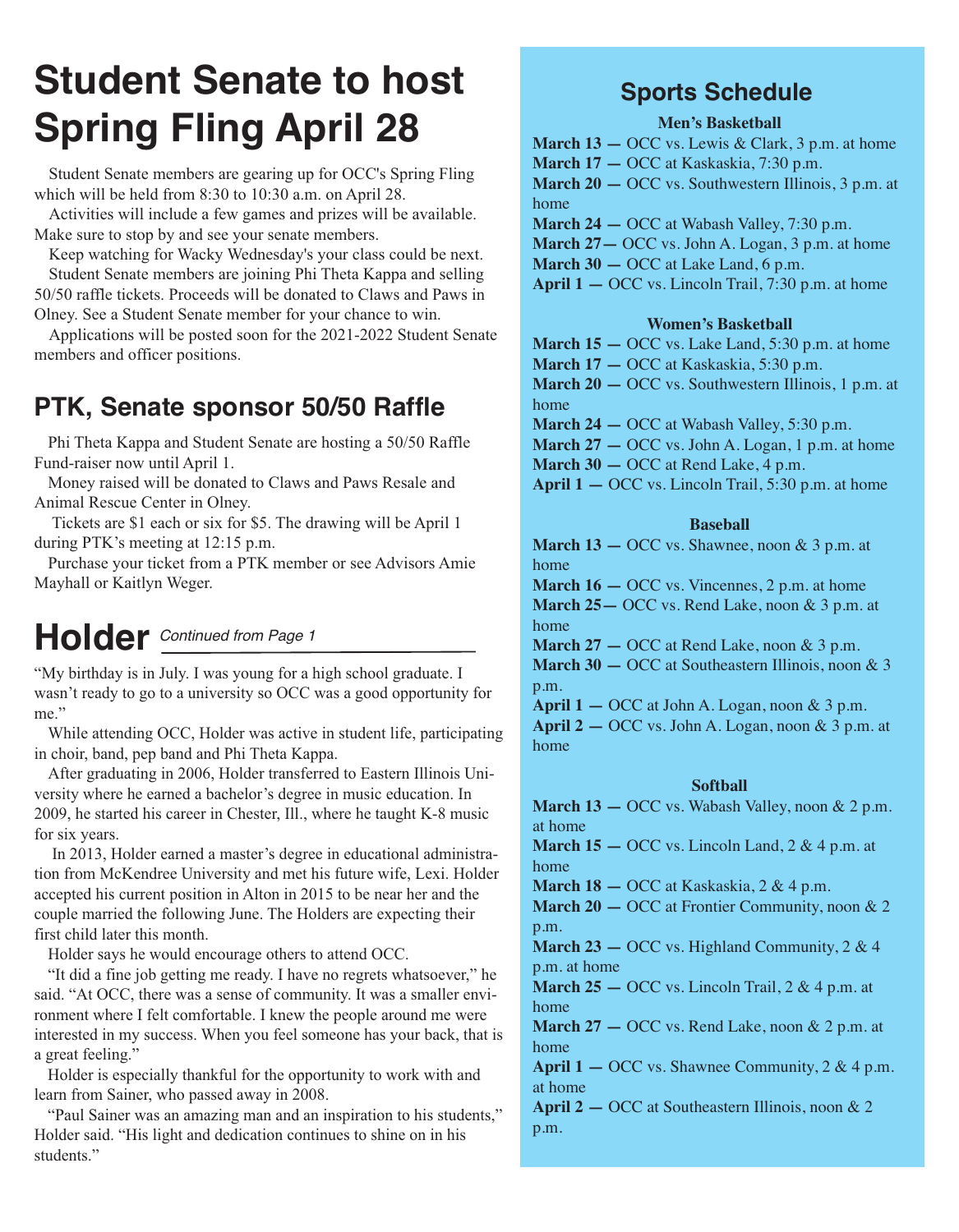# Student Senate to host Spring Fling April 28

Student Senate members are gearing up for OCC's Spring Fling which will be held from 8:30 to 10:30 a.m. on April 28.

Activities will include a few games and prizes will be available. Make sure to stop by and see your senate members.

Keep watching for Wacky Wednesday's your class could be next.

Student Senate members are joining Phi Theta Kappa and selling 50/50 raffle tickets. Proceeds will be donated to Claws and Paws in Olney. See a Student Senate member for your chance to win.

Applications will be posted soon for the 2021-2022 Student Senate members and officer positions.

## PTK, Senate sponsor 50/50 Raffle

Phi Theta Kappa and Student Senate are hosting a 50/50 Raffle Fund-raiser now until April 1.

Money raised will be donated to Claws and Paws Resale and Animal Rescue Center in Olney.

Tickets are $1 each or six for $5. The drawing will be April 1 during PTK's meeting at 12:15 p.m.

Purchase your ticket from a PTK member or see Advisors Amie Mayhall or Kaitlyn Weger.

# Holder *Continued from Page 1*

"My birthday is in July. I was young for a high school graduate. I wasn't ready to go to a university so OCC was a good opportunity for me."

While attending OCC, Holder was active in student life, participating in choir, band, pep band and Phi Theta Kappa.

After graduating in 2006, Holder transferred to Eastern Illinois University where he earned a bachelor's degree in music education. In 2009, he started his career in Chester, Ill., where he taught K-8 music for six years.

In 2013, Holder earned a master's degree in educational administration from McKendree University and met his future wife, Lexi. Holder accepted his current position in Alton in 2015 to be near her and the couple married the following June. The Holders are expecting their first child later this month.

Holder says he would encourage others to attend OCC.

"It did a fine job getting me ready. I have no regrets whatsoever," he said. "At OCC, there was a sense of community. It was a smaller environment where I felt comfortable. I knew the people around me were interested in my success. When you feel someone has your back, that is a great feeling."

Holder is especially thankful for the opportunity to work with and learn from Sainer, who passed away in 2008.

"Paul Sainer was an amazing man and an inspiration to his students," Holder said. "His light and dedication continues to shine on in his students."

## Sports Schedule

### Men's Basketball

**March 13 —** OCC vs. Lewis & Clark, 3 p.m. at home
**March 17 —** OCC at Kaskaskia, 7:30 p.m.
**March 20 —** OCC vs. Southwestern Illinois, 3 p.m. at home
**March 24 —** OCC at Wabash Valley, 7:30 p.m.
**March 27—** OCC vs. John A. Logan, 3 p.m. at home
**March 30 —** OCC at Lake Land, 6 p.m.
**April 1 —** OCC vs. Lincoln Trail, 7:30 p.m. at home

### Women's Basketball

**March 15 —** OCC vs. Lake Land, 5:30 p.m. at home
**March 17 —** OCC at Kaskaskia, 5:30 p.m.
**March 20 —** OCC vs. Southwestern Illinois, 1 p.m. at home
**March 24 —** OCC at Wabash Valley, 5:30 p.m.
**March 27 —** OCC vs. John A. Logan, 1 p.m. at home
**March 30 —** OCC at Rend Lake, 4 p.m.
**April 1 —** OCC vs. Lincoln Trail, 5:30 p.m. at home

### Baseball

**March 13 —** OCC vs. Shawnee, noon & 3 p.m. at home
**March 16 —** OCC vs. Vincennes, 2 p.m. at home
**March 25—** OCC vs. Rend Lake, noon & 3 p.m. at home
**March 27 —** OCC at Rend Lake, noon & 3 p.m.
**March 30 —** OCC at Southeastern Illinois, noon & 3 p.m.
**April 1 —** OCC at John A. Logan, noon & 3 p.m.
**April 2 —** OCC vs. John A. Logan, noon & 3 p.m. at home

### Softball

**March 13 —** OCC vs. Wabash Valley, noon & 2 p.m. at home
**March 15 —** OCC vs. Lincoln Land, 2 & 4 p.m. at home
**March 18 —** OCC at Kaskaskia, 2 & 4 p.m.
**March 20 —** OCC at Frontier Community, noon & 2 p.m.
**March 23 —** OCC vs. Highland Community, 2 & 4 p.m. at home
**March 25 —** OCC vs. Lincoln Trail, 2 & 4 p.m. at home
**March 27 —** OCC vs. Rend Lake, noon & 2 p.m. at home
**April 1 —** OCC vs. Shawnee Community, 2 & 4 p.m. at home
**April 2 —** OCC at Southeastern Illinois, noon & 2 p.m.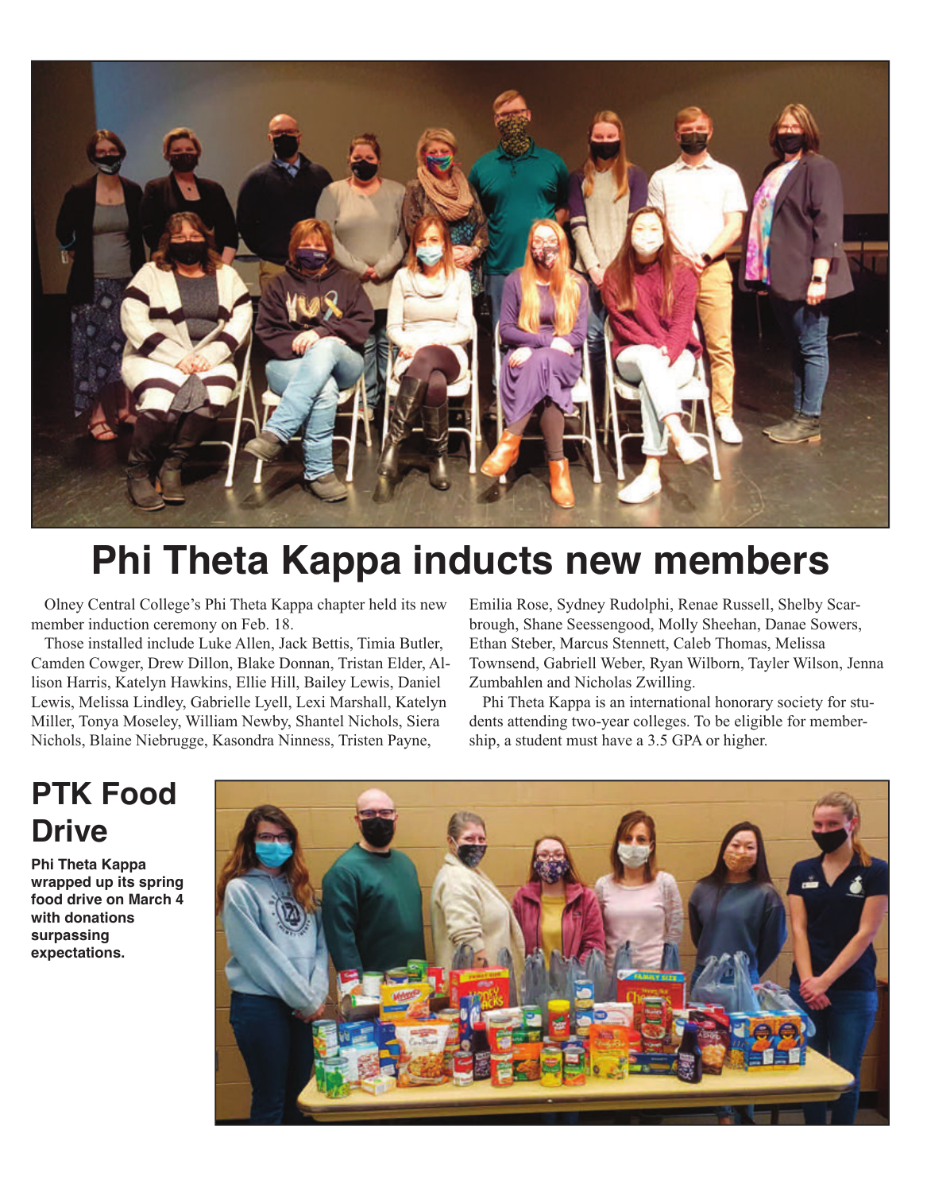# Phi Theta Kappa inducts new members

Olney Central College's Phi Theta Kappa chapter held its new member induction ceremony on Feb. 18.

Those installed include Luke Allen, Jack Bettis, Timia Butler, Camden Cowger, Drew Dillon, Blake Donnan, Tristan Elder, Allison Harris, Katelyn Hawkins, Ellie Hill, Bailey Lewis, Daniel Lewis, Melissa Lindley, Gabrielle Lyell, Lexi Marshall, Katelyn Miller, Tonya Moseley, William Newby, Shantel Nichols, Siera Nichols, Blaine Niebrugge, Kasondra Ninness, Tristen Payne, Emilia Rose, Sydney Rudolphi, Renae Russell, Shelby Scarbrough, Shane Seessengood, Molly Sheehan, Danae Sowers, Ethan Steber, Marcus Stennett, Caleb Thomas, Melissa Townsend, Gabriell Weber, Ryan Wilborn, Tayler Wilson, Jenna Zumbahlen and Nicholas Zwilling.

Phi Theta Kappa is an international honorary society for students attending two-year colleges. To be eligible for membership, a student must have a 3.5 GPA or higher.

## PTK Food Drive

**Phi Theta Kappa wrapped up its spring food drive on March 4 with donations surpassing expectations.**